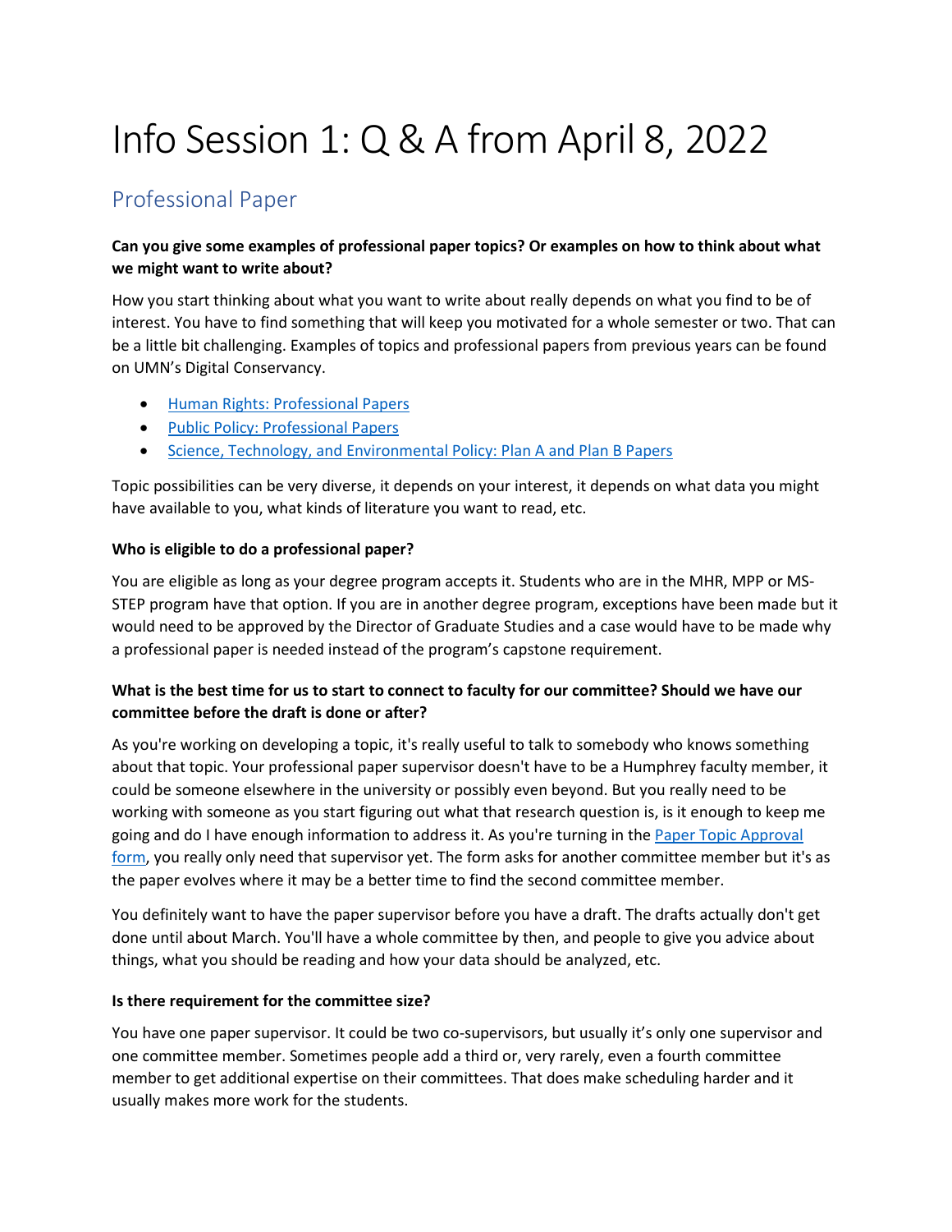# Info Session 1: Q & A from April 8, 2022

## Professional Paper

**Can you give some examples of professional paper topics? Or examples on how to think about what we might want to write about?**

How you start thinking about what you want to write about really depends on what you find to be of interest. You have to find something that will keep you motivated for a whole semester or two. That can be a little bit challenging. Examples of topics and professional papers from previous years can be found on UMN's Digital Conservancy.

- Human Rights: Professional Papers
- Public Policy: Professional Papers
- Science, Technology, and Environmental Policy: Plan A and Plan B Papers

Topic possibilities can be very diverse, it depends on your interest, it depends on what data you might have available to you, what kinds of literature you want to read, etc.

**Who is eligible to do a professional paper?**

You are eligible as long as your degree program accepts it. Students who are in the MHR, MPP or MS-STEP program have that option. If you are in another degree program, exceptions have been made but it would need to be approved by the Director of Graduate Studies and a case would have to be made why a professional paper is needed instead of the program's capstone requirement.

**What is the best time for us to start to connect to faculty for our committee? Should we have our committee before the draft is done or after?**

As you're working on developing a topic, it's really useful to talk to somebody who knows something about that topic. Your professional paper supervisor doesn't have to be a Humphrey faculty member, it could be someone elsewhere in the university or possibly even beyond. But you really need to be working with someone as you start figuring out what that research question is, is it enough to keep me going and do I have enough information to address it. As you're turning in the Paper Topic Approval form, you really only need that supervisor yet. The form asks for another committee member but it's as the paper evolves where it may be a better time to find the second committee member.

You definitely want to have the paper supervisor before you have a draft. The drafts actually don't get done until about March. You'll have a whole committee by then, and people to give you advice about things, what you should be reading and how your data should be analyzed, etc.

**Is there requirement for the committee size?**

You have one paper supervisor. It could be two co-supervisors, but usually it's only one supervisor and one committee member. Sometimes people add a third or, very rarely, even a fourth committee member to get additional expertise on their committees. That does make scheduling harder and it usually makes more work for the students.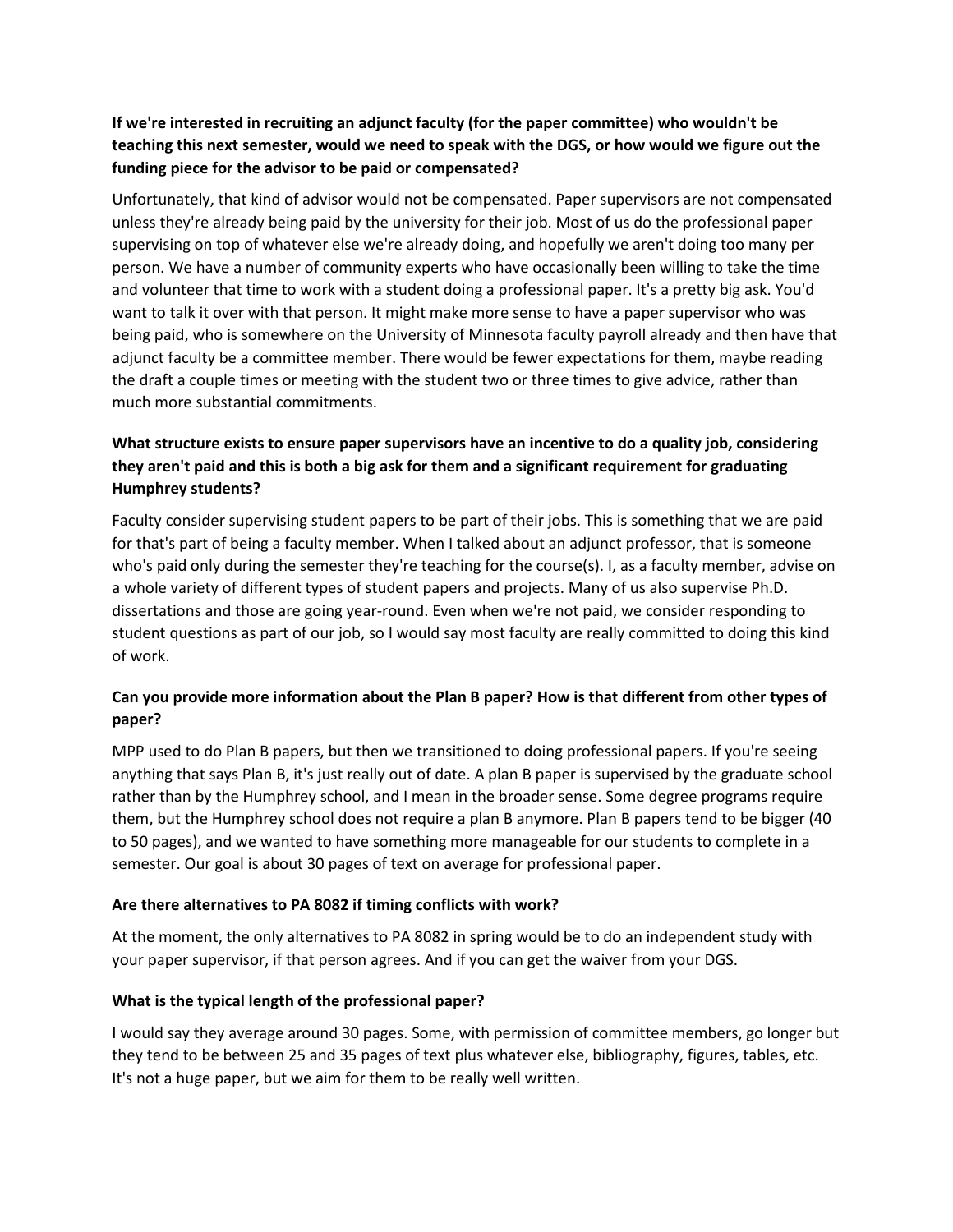**If we're interested in recruiting an adjunct faculty (for the paper committee) who wouldn't be teaching this next semester, would we need to speak with the DGS, or how would we figure out the funding piece for the advisor to be paid or compensated?**

Unfortunately, that kind of advisor would not be compensated. Paper supervisors are not compensated unless they're already being paid by the university for their job. Most of us do the professional paper supervising on top of whatever else we're already doing, and hopefully we aren't doing too many per person. We have a number of community experts who have occasionally been willing to take the time and volunteer that time to work with a student doing a professional paper. It's a pretty big ask. You'd want to talk it over with that person. It might make more sense to have a paper supervisor who was being paid, who is somewhere on the University of Minnesota faculty payroll already and then have that adjunct faculty be a committee member. There would be fewer expectations for them, maybe reading the draft a couple times or meeting with the student two or three times to give advice, rather than much more substantial commitments.

**What structure exists to ensure paper supervisors have an incentive to do a quality job, considering they aren't paid and this is both a big ask for them and a significant requirement for graduating Humphrey students?**

Faculty consider supervising student papers to be part of their jobs. This is something that we are paid for that's part of being a faculty member. When I talked about an adjunct professor, that is someone who's paid only during the semester they're teaching for the course(s). I, as a faculty member, advise on a whole variety of different types of student papers and projects. Many of us also supervise Ph.D. dissertations and those are going year-round. Even when we're not paid, we consider responding to student questions as part of our job, so I would say most faculty are really committed to doing this kind of work.

**Can you provide more information about the Plan B paper? How is that different from other types of paper?**

MPP used to do Plan B papers, but then we transitioned to doing professional papers. If you're seeing anything that says Plan B, it's just really out of date. A plan B paper is supervised by the graduate school rather than by the Humphrey school, and I mean in the broader sense. Some degree programs require them, but the Humphrey school does not require a plan B anymore. Plan B papers tend to be bigger (40 to 50 pages), and we wanted to have something more manageable for our students to complete in a semester. Our goal is about 30 pages of text on average for professional paper.

**Are there alternatives to PA 8082 if timing conflicts with work?**

At the moment, the only alternatives to PA 8082 in spring would be to do an independent study with your paper supervisor, if that person agrees. And if you can get the waiver from your DGS.

**What is the typical length of the professional paper?**

I would say they average around 30 pages. Some, with permission of committee members, go longer but they tend to be between 25 and 35 pages of text plus whatever else, bibliography, figures, tables, etc. It's not a huge paper, but we aim for them to be really well written.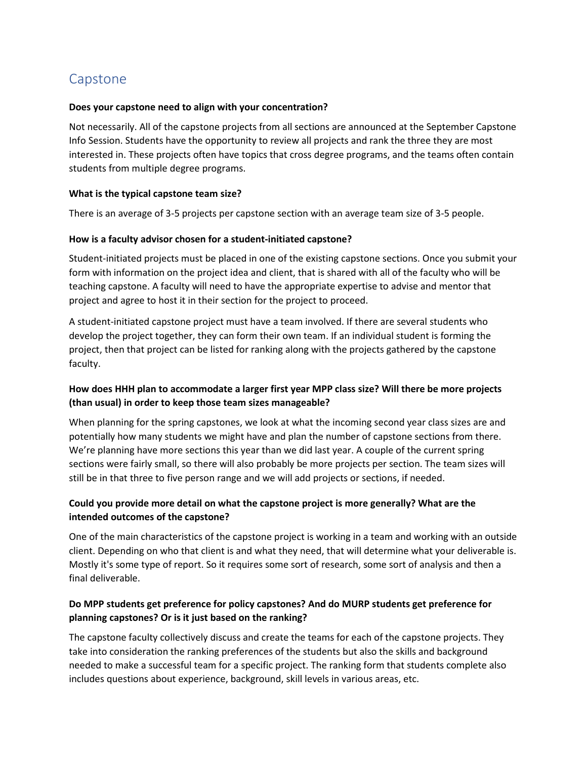## Capstone

**Does your capstone need to align with your concentration?**

Not necessarily. All of the capstone projects from all sections are announced at the September Capstone Info Session. Students have the opportunity to review all projects and rank the three they are most interested in. These projects often have topics that cross degree programs, and the teams often contain students from multiple degree programs.

**What is the typical capstone team size?**

There is an average of 3-5 projects per capstone section with an average team size of 3-5 people.

**How is a faculty advisor chosen for a student-initiated capstone?**

Student-initiated projects must be placed in one of the existing capstone sections. Once you submit your form with information on the project idea and client, that is shared with all of the faculty who will be teaching capstone. A faculty will need to have the appropriate expertise to advise and mentor that project and agree to host it in their section for the project to proceed.

A student-initiated capstone project must have a team involved. If there are several students who develop the project together, they can form their own team. If an individual student is forming the project, then that project can be listed for ranking along with the projects gathered by the capstone faculty.

**How does HHH plan to accommodate a larger first year MPP class size? Will there be more projects (than usual) in order to keep those team sizes manageable?**

When planning for the spring capstones, we look at what the incoming second year class sizes are and potentially how many students we might have and plan the number of capstone sections from there. We're planning have more sections this year than we did last year. A couple of the current spring sections were fairly small, so there will also probably be more projects per section. The team sizes will still be in that three to five person range and we will add projects or sections, if needed.

**Could you provide more detail on what the capstone project is more generally? What are the intended outcomes of the capstone?**

One of the main characteristics of the capstone project is working in a team and working with an outside client. Depending on who that client is and what they need, that will determine what your deliverable is. Mostly it's some type of report. So it requires some sort of research, some sort of analysis and then a final deliverable.

**Do MPP students get preference for policy capstones? And do MURP students get preference for planning capstones? Or is it just based on the ranking?**

The capstone faculty collectively discuss and create the teams for each of the capstone projects. They take into consideration the ranking preferences of the students but also the skills and background needed to make a successful team for a specific project. The ranking form that students complete also includes questions about experience, background, skill levels in various areas, etc.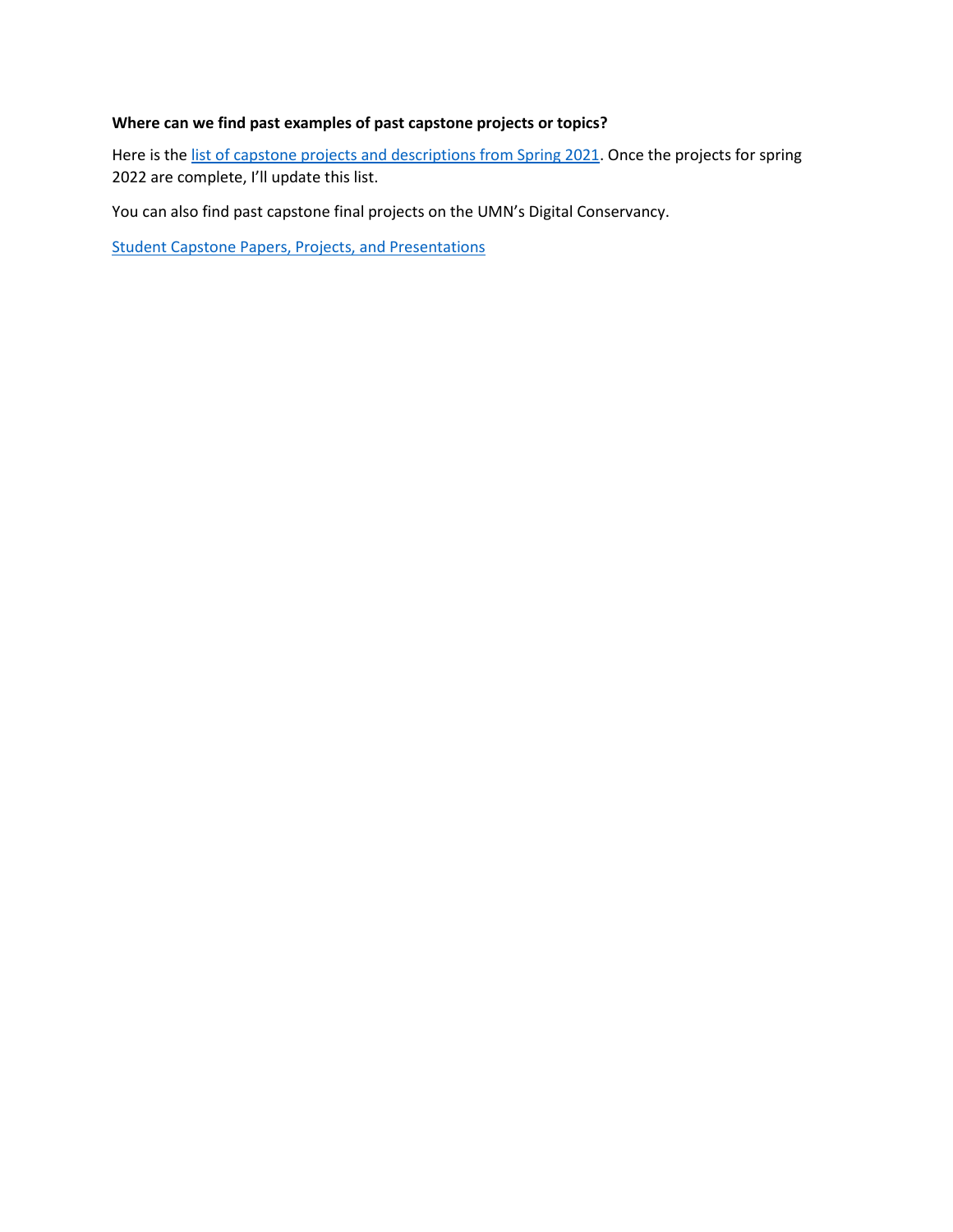**Where can we find past examples of past capstone projects or topics?**

Here is the list of capstone projects and descriptions from Spring 2021. Once the projects for spring 2022 are complete, I'll update this list.

You can also find past capstone final projects on the UMN's Digital Conservancy.

Student Capstone Papers, Projects, and Presentations